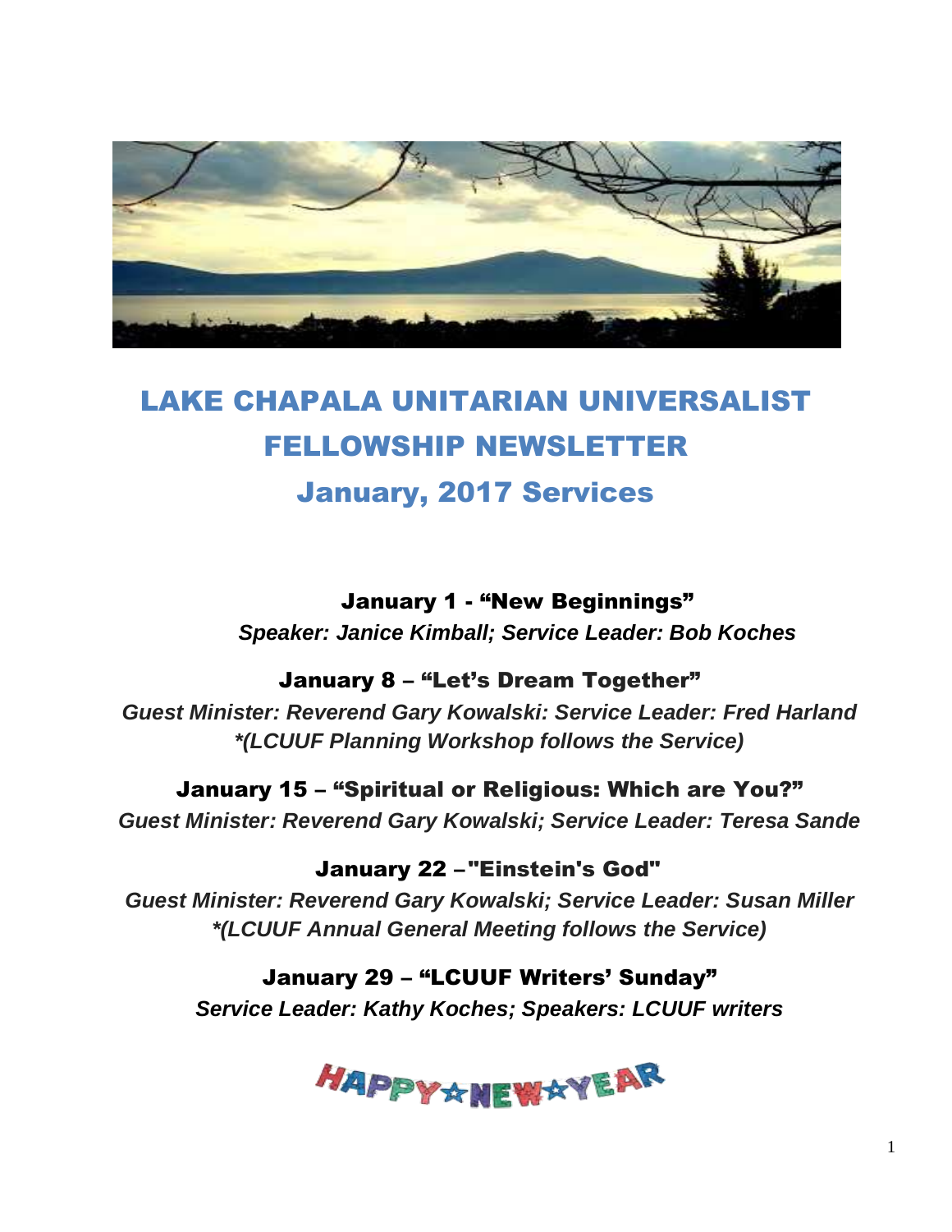# LAKE CHAPALA UNITARIAN UNIVERSALIST FELLOWSHIP NEWSLETTER

## January, 2017 Services

**January 1 - "New Beginnings"**

***Speaker: Janice Kimball; Service Leader: Bob Koches***

**January 8 – "Let's Dream Together"**

***Guest Minister: Reverend Gary Kowalski: Service Leader: Fred Harland***
***\*(LCUUF Planning Workshop follows the Service)***

**January 15 – "Spiritual or Religious: Which are You?"**

***Guest Minister: Reverend Gary Kowalski; Service Leader: Teresa Sande***

**January 22 –"Einstein's God"**

***Guest Minister: Reverend Gary Kowalski; Service Leader: Susan Miller***
***\*(LCUUF Annual General Meeting follows the Service)***

**January 29 – "LCUUF Writers' Sunday"**

***Service Leader: Kathy Koches; Speakers: LCUUF writers***

HAPPY☆NEW☆YEAR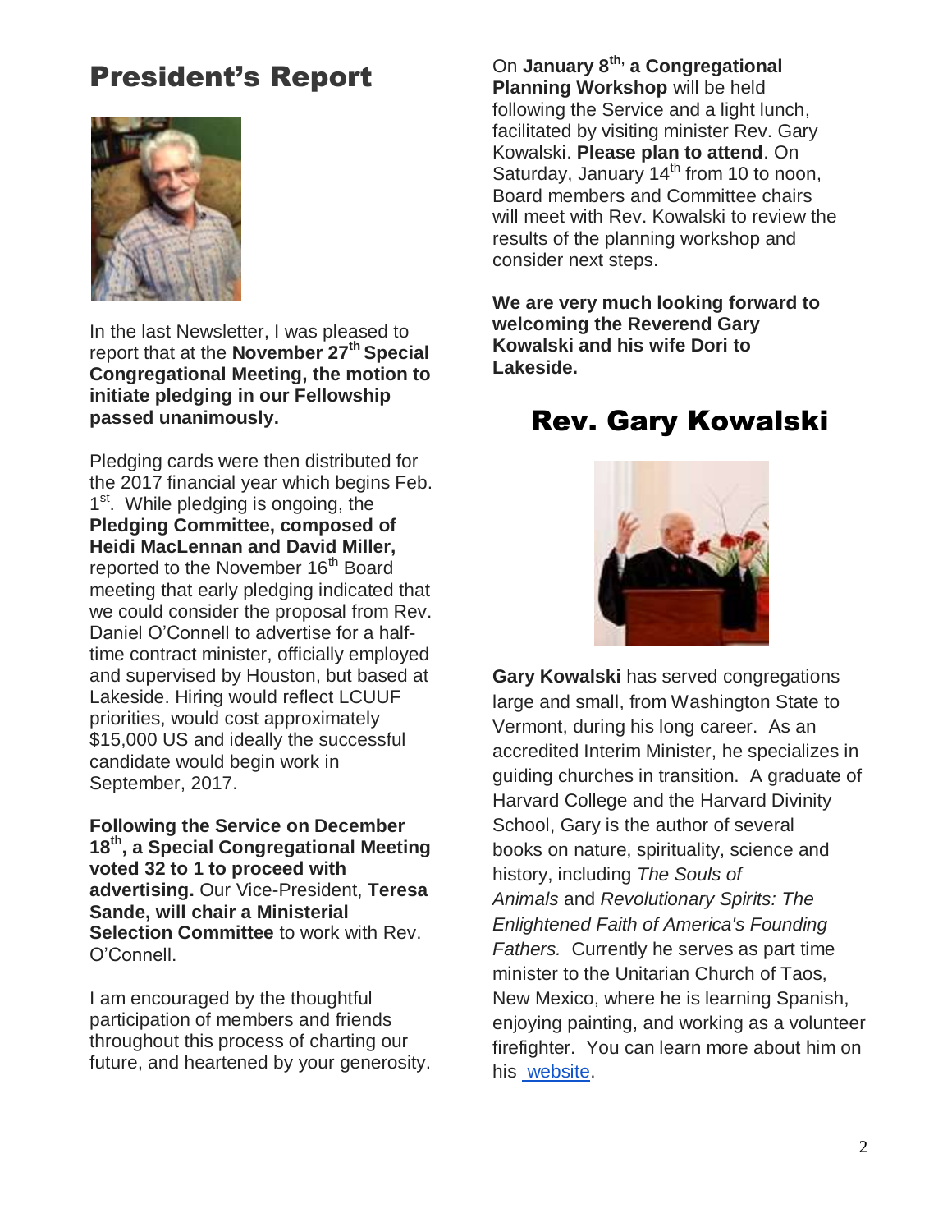# President's Report

In the last Newsletter, I was pleased to report that at the **November 27th Special Congregational Meeting, the motion to initiate pledging in our Fellowship passed unanimously.**

Pledging cards were then distributed for the 2017 financial year which begins Feb. 1st. While pledging is ongoing, the **Pledging Committee, composed of Heidi MacLennan and David Miller,** reported to the November 16th Board meeting that early pledging indicated that we could consider the proposal from Rev. Daniel O'Connell to advertise for a half-time contract minister, officially employed and supervised by Houston, but based at Lakeside. Hiring would reflect LCUUF priorities, would cost approximately $15,000 US and ideally the successful candidate would begin work in September, 2017.

**Following the Service on December 18th, a Special Congregational Meeting voted 32 to 1 to proceed with advertising.** Our Vice-President, **Teresa Sande, will chair a Ministerial Selection Committee** to work with Rev. O'Connell.

I am encouraged by the thoughtful participation of members and friends throughout this process of charting our future, and heartened by your generosity.

On **January 8th, a Congregational Planning Workshop** will be held following the Service and a light lunch, facilitated by visiting minister Rev. Gary Kowalski. **Please plan to attend**. On Saturday, January 14th from 10 to noon, Board members and Committee chairs will meet with Rev. Kowalski to review the results of the planning workshop and consider next steps.

**We are very much looking forward to welcoming the Reverend Gary Kowalski and his wife Dori to Lakeside.**

# Rev. Gary Kowalski

**Gary Kowalski** has served congregations large and small, from Washington State to Vermont, during his long career. As an accredited Interim Minister, he specializes in guiding churches in transition. A graduate of Harvard College and the Harvard Divinity School, Gary is the author of several books on nature, spirituality, science and history, including *The Souls of Animals* and *Revolutionary Spirits: The Enlightened Faith of America's Founding Fathers.* Currently he serves as part time minister to the Unitarian Church of Taos, New Mexico, where he is learning Spanish, enjoying painting, and working as a volunteer firefighter. You can learn more about him on his website.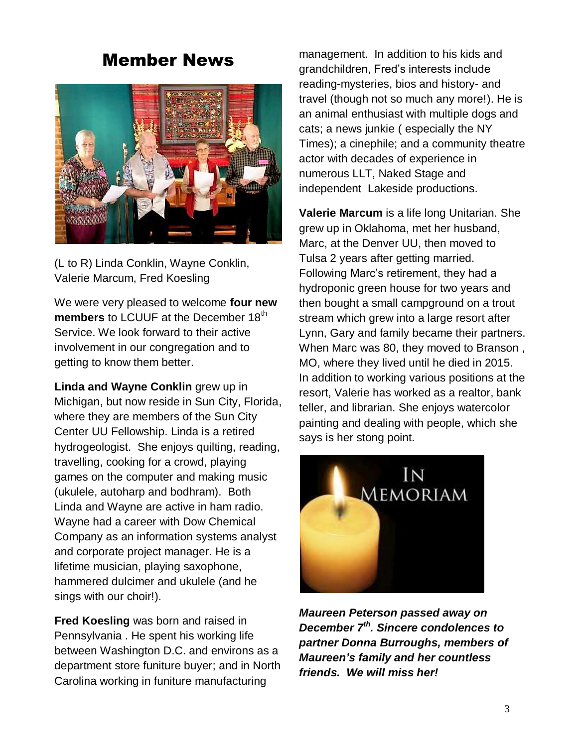## Member News

(L to R) Linda Conklin, Wayne Conklin, Valerie Marcum, Fred Koesling

We were very pleased to welcome **four new members** to LCUUF at the December 18th Service. We look forward to their active involvement in our congregation and to getting to know them better.

**Linda and Wayne Conklin** grew up in Michigan, but now reside in Sun City, Florida, where they are members of the Sun City Center UU Fellowship. Linda is a retired hydrogeologist. She enjoys quilting, reading, travelling, cooking for a crowd, playing games on the computer and making music (ukulele, autoharp and bodhram). Both Linda and Wayne are active in ham radio. Wayne had a career with Dow Chemical Company as an information systems analyst and corporate project manager. He is a lifetime musician, playing saxophone, hammered dulcimer and ukulele (and he sings with our choir!).

**Fred Koesling** was born and raised in Pennsylvania . He spent his working life between Washington D.C. and environs as a department store funiture buyer; and in North Carolina working in funiture manufacturing management. In addition to his kids and grandchildren, Fred's interests include reading-mysteries, bios and history- and travel (though not so much any more!). He is an animal enthusiast with multiple dogs and cats; a news junkie ( especially the NY Times); a cinephile; and a community theatre actor with decades of experience in numerous LLT, Naked Stage and independent Lakeside productions.

**Valerie Marcum** is a life long Unitarian. She grew up in Oklahoma, met her husband, Marc, at the Denver UU, then moved to Tulsa 2 years after getting married. Following Marc's retirement, they had a hydroponic green house for two years and then bought a small campground on a trout stream which grew into a large resort after Lynn, Gary and family became their partners. When Marc was 80, they moved to Branson , MO, where they lived until he died in 2015. In addition to working various positions at the resort, Valerie has worked as a realtor, bank teller, and librarian. She enjoys watercolor painting and dealing with people, which she says is her stong point.

IN MEMORIAM

***Maureen Peterson passed away on December 7th. Sincere condolences to partner Donna Burroughs, members of Maureen's family and her countless friends. We will miss her!***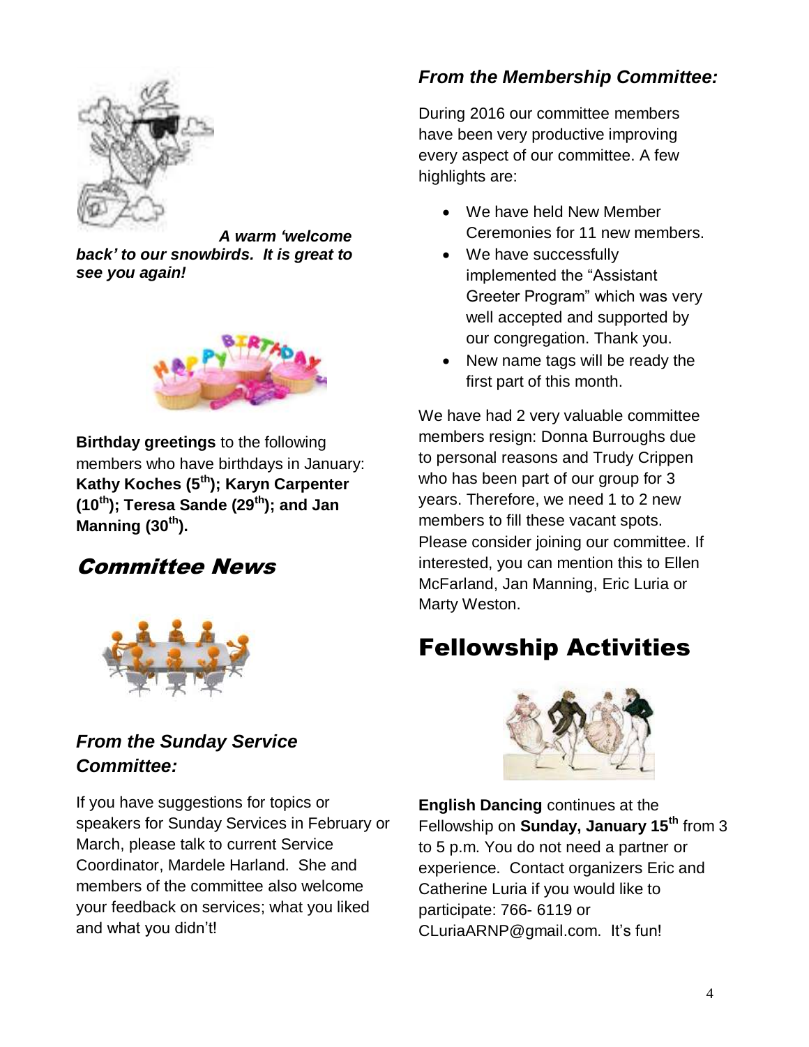***A warm 'welcome back' to our snowbirds. It is great to see you again!***

**Birthday greetings** to the following members who have birthdays in January: **Kathy Koches (5th); Karyn Carpenter (10th); Teresa Sande (29th); and Jan Manning (30th).**

## Committee News

### *From the Sunday Service Committee:*

If you have suggestions for topics or speakers for Sunday Services in February or March, please talk to current Service Coordinator, Mardele Harland. She and members of the committee also welcome your feedback on services; what you liked and what you didn't!

### *From the Membership Committee:*

During 2016 our committee members have been very productive improving every aspect of our committee. A few highlights are:

- We have held New Member Ceremonies for 11 new members.
- We have successfully implemented the "Assistant Greeter Program" which was very well accepted and supported by our congregation. Thank you.
- New name tags will be ready the first part of this month.

We have had 2 very valuable committee members resign: Donna Burroughs due to personal reasons and Trudy Crippen who has been part of our group for 3 years. Therefore, we need 1 to 2 new members to fill these vacant spots. Please consider joining our committee. If interested, you can mention this to Ellen McFarland, Jan Manning, Eric Luria or Marty Weston.

# Fellowship Activities

**English Dancing** continues at the Fellowship on **Sunday, January 15th** from 3 to 5 p.m. You do not need a partner or experience. Contact organizers Eric and Catherine Luria if you would like to participate: 766- 6119 or CLuriaARNP@gmail.com. It's fun!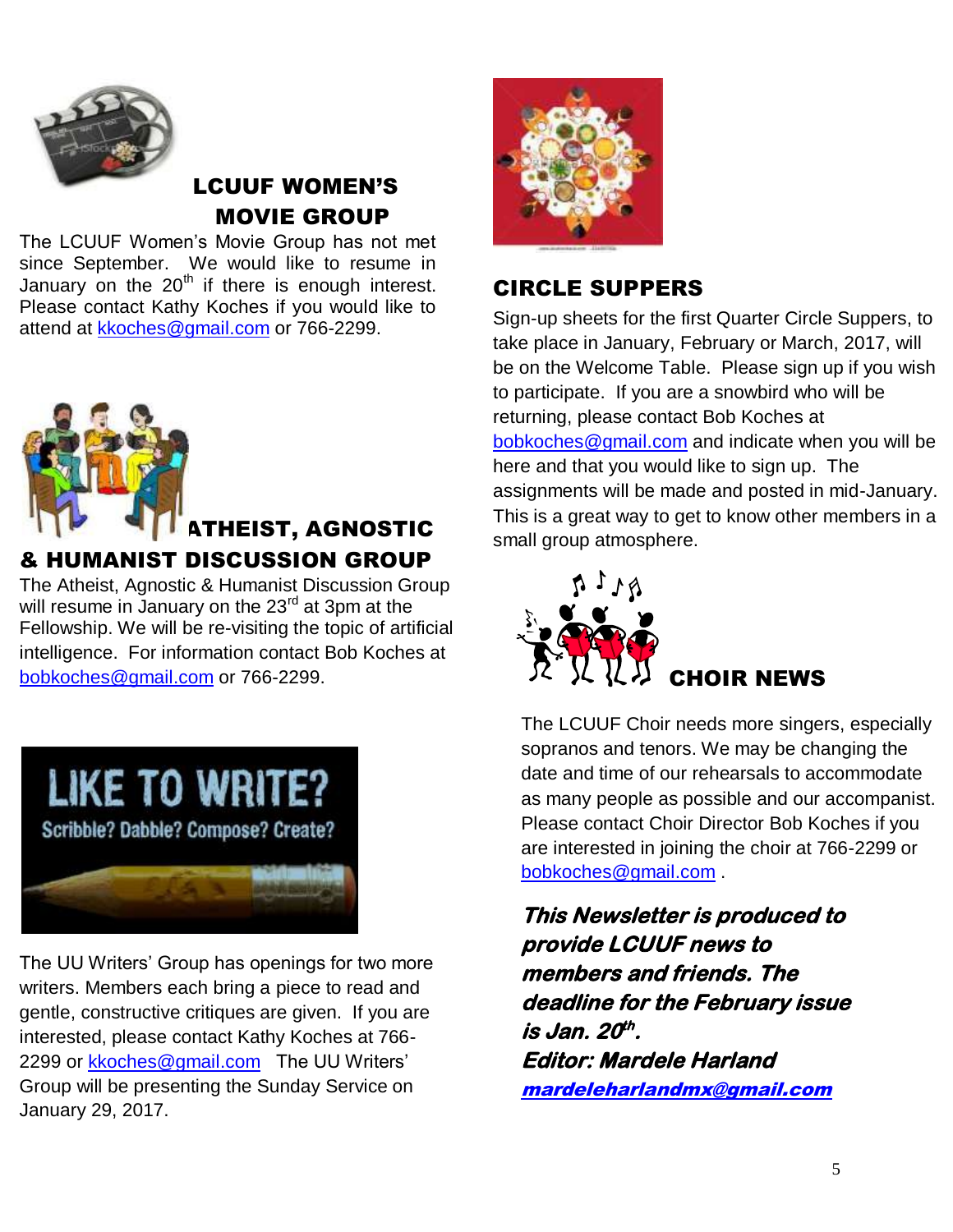## LCUUF WOMEN'S MOVIE GROUP

The LCUUF Women's Movie Group has not met since September. We would like to resume in January on the 20th if there is enough interest. Please contact Kathy Koches if you would like to attend at kkoches@gmail.com or 766-2299.

## ATHEIST, AGNOSTIC & HUMANIST DISCUSSION GROUP

The Atheist, Agnostic & Humanist Discussion Group will resume in January on the 23rd at 3pm at the Fellowship. We will be re-visiting the topic of artificial intelligence. For information contact Bob Koches at bobkoches@gmail.com or 766-2299.

## LIKE TO WRITE?

Scribble? Dabble? Compose? Create?

The UU Writers' Group has openings for two more writers. Members each bring a piece to read and gentle, constructive critiques are given. If you are interested, please contact Kathy Koches at 766-2299 or kkoches@gmail.com The UU Writers' Group will be presenting the Sunday Service on January 29, 2017.

## CIRCLE SUPPERS

Sign-up sheets for the first Quarter Circle Suppers, to take place in January, February or March, 2017, will be on the Welcome Table. Please sign up if you wish to participate. If you are a snowbird who will be returning, please contact Bob Koches at bobkoches@gmail.com and indicate when you will be here and that you would like to sign up. The assignments will be made and posted in mid-January. This is a great way to get to know other members in a small group atmosphere.

## CHOIR NEWS

The LCUUF Choir needs more singers, especially sopranos and tenors. We may be changing the date and time of our rehearsals to accommodate as many people as possible and our accompanist. Please contact Choir Director Bob Koches if you are interested in joining the choir at 766-2299 or bobkoches@gmail.com .

***This Newsletter is produced to provide LCUUF news to members and friends. The deadline for the February issue is Jan. 20th.***

***Editor: Mardele Harland***

***mardeleharlandmx@gmail.com***